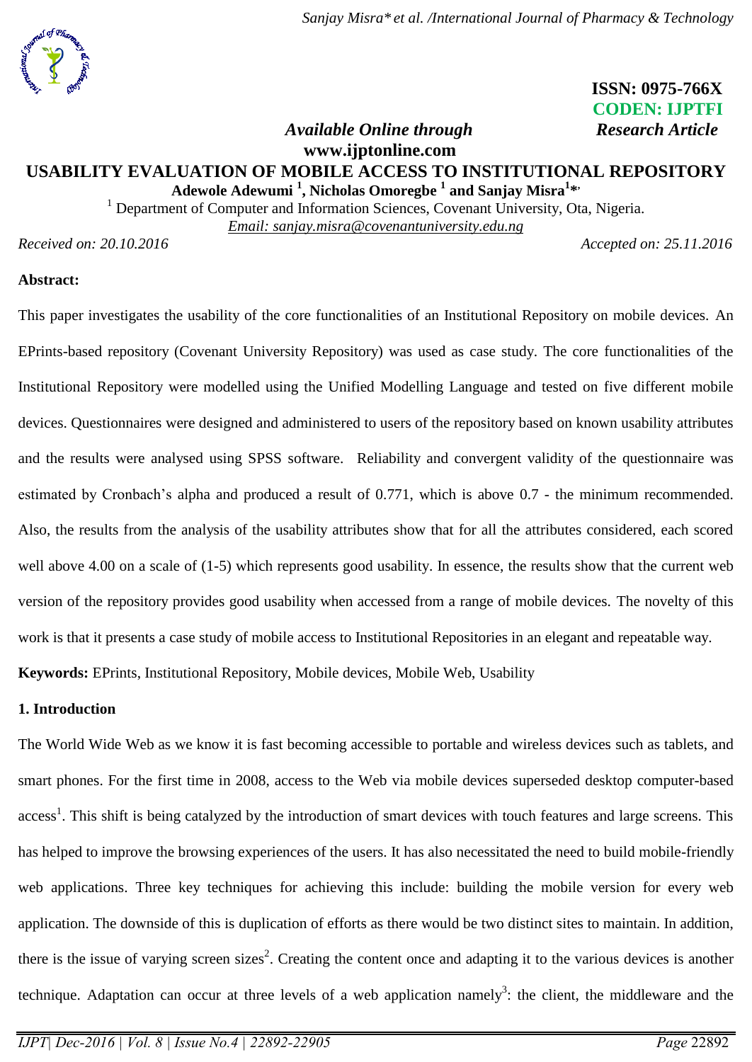ISSN: 0975-766X
CODEN: IJPTFI

*Available Online through* *Research Article*
**www.ijptonline.com**

# USABILITY EVALUATION OF MOBILE ACCESS TO INSTITUTIONAL REPOSITORY

**Adewole Adewumi [1], Nicholas Omoregbe [1] and Sanjay Misra[1]\*,**

[1] Department of Computer and Information Sciences, Covenant University, Ota, Nigeria.

Email: sanjay.misra@covenantuniversity.edu.ng

*Received on: 20.10.2016* *Accepted on: 25.11.2016*

**Abstract:**

This paper investigates the usability of the core functionalities of an Institutional Repository on mobile devices. An EPrints-based repository (Covenant University Repository) was used as case study. The core functionalities of the Institutional Repository were modelled using the Unified Modelling Language and tested on five different mobile devices. Questionnaires were designed and administered to users of the repository based on known usability attributes and the results were analysed using SPSS software. Reliability and convergent validity of the questionnaire was estimated by Cronbach's alpha and produced a result of 0.771, which is above 0.7 - the minimum recommended. Also, the results from the analysis of the usability attributes show that for all the attributes considered, each scored well above 4.00 on a scale of (1-5) which represents good usability. In essence, the results show that the current web version of the repository provides good usability when accessed from a range of mobile devices. The novelty of this work is that it presents a case study of mobile access to Institutional Repositories in an elegant and repeatable way.

**Keywords:** EPrints, Institutional Repository, Mobile devices, Mobile Web, Usability

## 1. Introduction

The World Wide Web as we know it is fast becoming accessible to portable and wireless devices such as tablets, and smart phones. For the first time in 2008, access to the Web via mobile devices superseded desktop computer-based access[1]. This shift is being catalyzed by the introduction of smart devices with touch features and large screens. This has helped to improve the browsing experiences of the users. It has also necessitated the need to build mobile-friendly web applications. Three key techniques for achieving this include: building the mobile version for every web application. The downside of this is duplication of efforts as there would be two distinct sites to maintain. In addition, there is the issue of varying screen sizes[2]. Creating the content once and adapting it to the various devices is another technique. Adaptation can occur at three levels of a web application namely[3]: the client, the middleware and the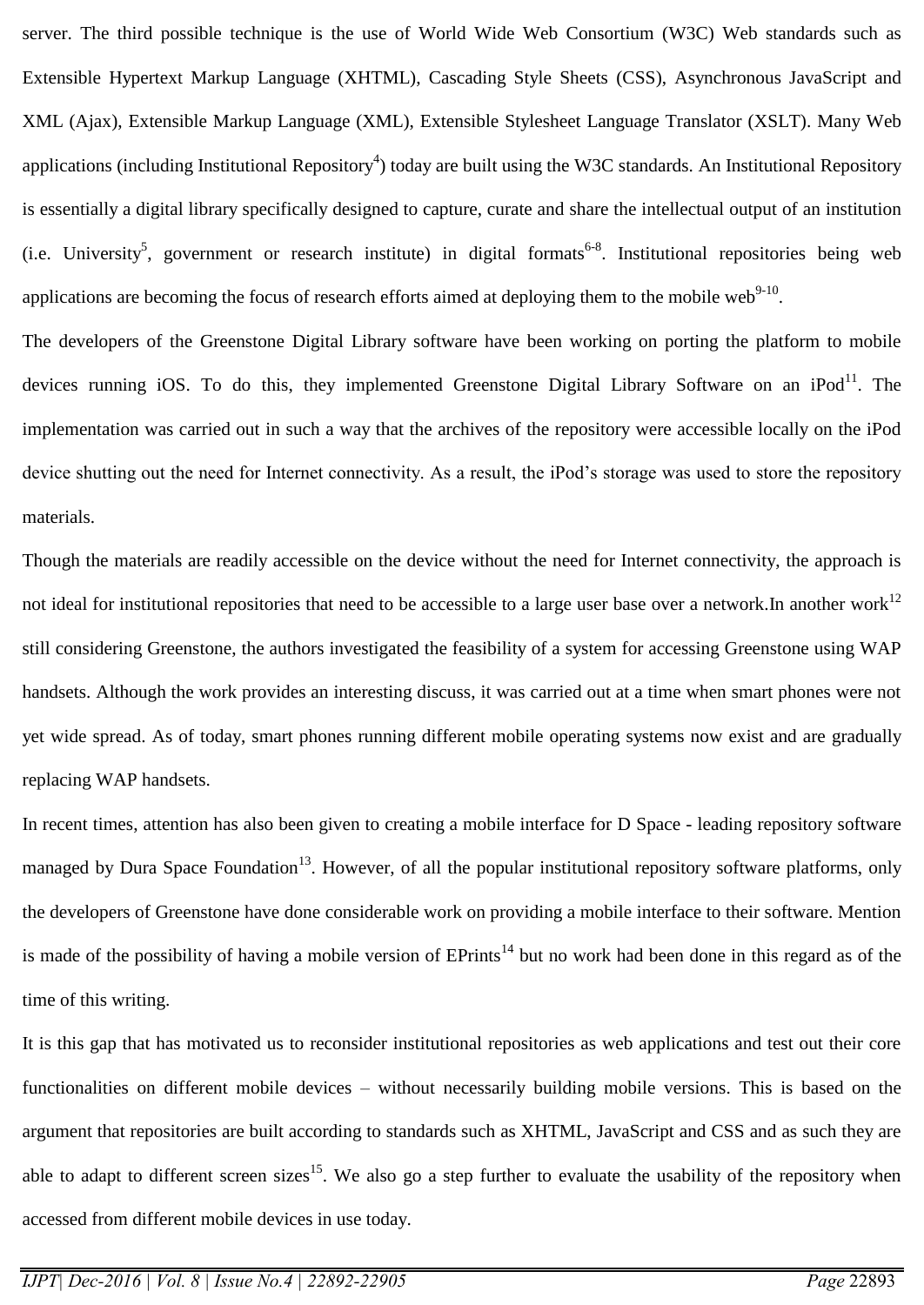server. The third possible technique is the use of World Wide Web Consortium (W3C) Web standards such as Extensible Hypertext Markup Language (XHTML), Cascading Style Sheets (CSS), Asynchronous JavaScript and XML (Ajax), Extensible Markup Language (XML), Extensible Stylesheet Language Translator (XSLT). Many Web applications (including Institutional Repository[4]) today are built using the W3C standards. An Institutional Repository is essentially a digital library specifically designed to capture, curate and share the intellectual output of an institution (i.e. University[5], government or research institute) in digital formats[6-8]. Institutional repositories being web applications are becoming the focus of research efforts aimed at deploying them to the mobile web[9-10].

The developers of the Greenstone Digital Library software have been working on porting the platform to mobile devices running iOS. To do this, they implemented Greenstone Digital Library Software on an iPod[11]. The implementation was carried out in such a way that the archives of the repository were accessible locally on the iPod device shutting out the need for Internet connectivity. As a result, the iPod's storage was used to store the repository materials.

Though the materials are readily accessible on the device without the need for Internet connectivity, the approach is not ideal for institutional repositories that need to be accessible to a large user base over a network.In another work[12] still considering Greenstone, the authors investigated the feasibility of a system for accessing Greenstone using WAP handsets. Although the work provides an interesting discuss, it was carried out at a time when smart phones were not yet wide spread. As of today, smart phones running different mobile operating systems now exist and are gradually replacing WAP handsets.

In recent times, attention has also been given to creating a mobile interface for D Space - leading repository software managed by Dura Space Foundation[13]. However, of all the popular institutional repository software platforms, only the developers of Greenstone have done considerable work on providing a mobile interface to their software. Mention is made of the possibility of having a mobile version of EPrints[14] but no work had been done in this regard as of the time of this writing.

It is this gap that has motivated us to reconsider institutional repositories as web applications and test out their core functionalities on different mobile devices – without necessarily building mobile versions. This is based on the argument that repositories are built according to standards such as XHTML, JavaScript and CSS and as such they are able to adapt to different screen sizes[15]. We also go a step further to evaluate the usability of the repository when accessed from different mobile devices in use today.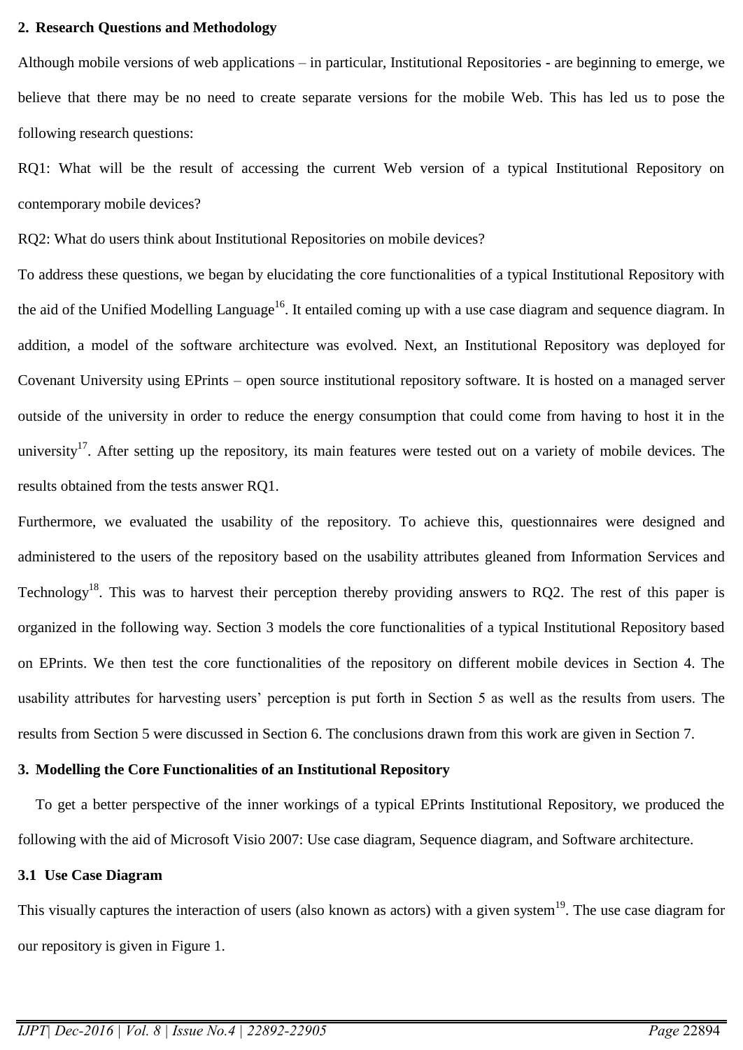## 2. Research Questions and Methodology

Although mobile versions of web applications – in particular, Institutional Repositories - are beginning to emerge, we believe that there may be no need to create separate versions for the mobile Web. This has led us to pose the following research questions:

RQ1: What will be the result of accessing the current Web version of a typical Institutional Repository on contemporary mobile devices?

RQ2: What do users think about Institutional Repositories on mobile devices?

To address these questions, we began by elucidating the core functionalities of a typical Institutional Repository with the aid of the Unified Modelling Language[16]. It entailed coming up with a use case diagram and sequence diagram. In addition, a model of the software architecture was evolved. Next, an Institutional Repository was deployed for Covenant University using EPrints – open source institutional repository software. It is hosted on a managed server outside of the university in order to reduce the energy consumption that could come from having to host it in the university[17]. After setting up the repository, its main features were tested out on a variety of mobile devices. The results obtained from the tests answer RQ1.

Furthermore, we evaluated the usability of the repository. To achieve this, questionnaires were designed and administered to the users of the repository based on the usability attributes gleaned from Information Services and Technology[18]. This was to harvest their perception thereby providing answers to RQ2. The rest of this paper is organized in the following way. Section 3 models the core functionalities of a typical Institutional Repository based on EPrints. We then test the core functionalities of the repository on different mobile devices in Section 4. The usability attributes for harvesting users' perception is put forth in Section 5 as well as the results from users. The results from Section 5 were discussed in Section 6. The conclusions drawn from this work are given in Section 7.

## 3. Modelling the Core Functionalities of an Institutional Repository

To get a better perspective of the inner workings of a typical EPrints Institutional Repository, we produced the following with the aid of Microsoft Visio 2007: Use case diagram, Sequence diagram, and Software architecture.

### 3.1 Use Case Diagram

This visually captures the interaction of users (also known as actors) with a given system[19]. The use case diagram for our repository is given in Figure 1.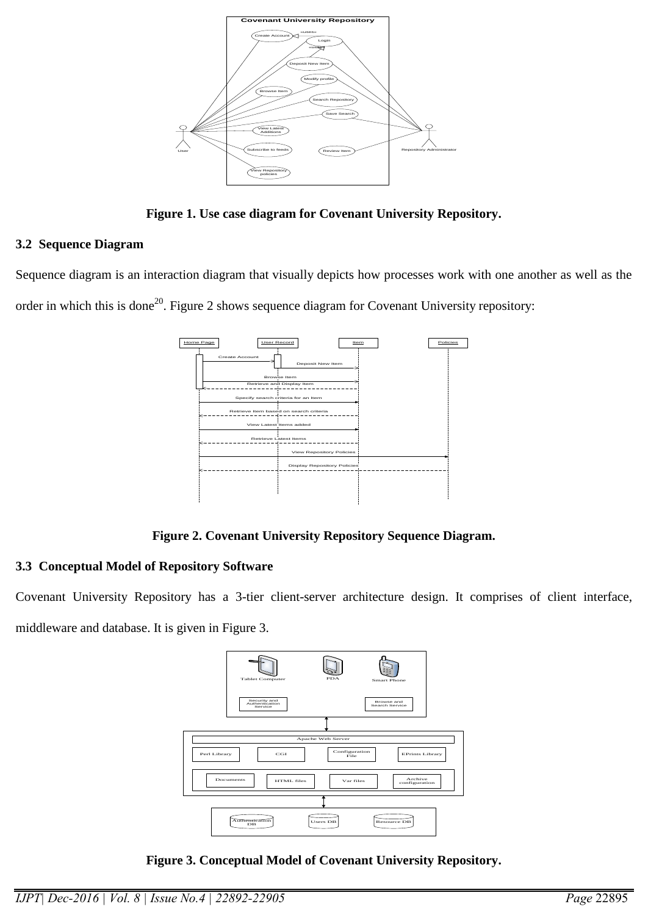Figure 1. Use case diagram for Covenant University Repository.

## 3.2 Sequence Diagram

Sequence diagram is an interaction diagram that visually depicts how processes work with one another as well as the order in which this is done[20]. Figure 2 shows sequence diagram for Covenant University repository:

Figure 2. Covenant University Repository Sequence Diagram.

## 3.3 Conceptual Model of Repository Software

Covenant University Repository has a 3-tier client-server architecture design. It comprises of client interface, middleware and database. It is given in Figure 3.

Figure 3. Conceptual Model of Covenant University Repository.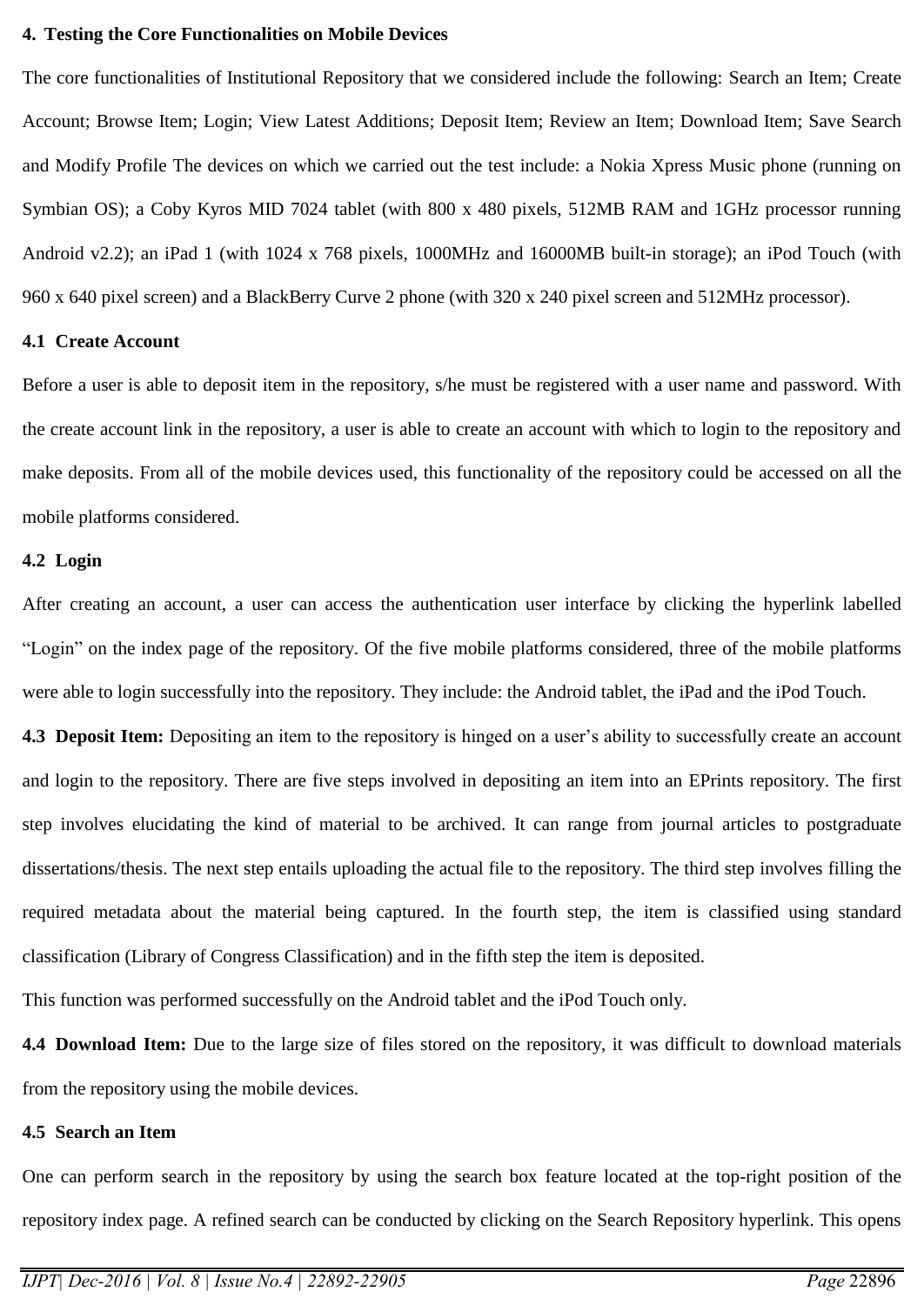## 4. Testing the Core Functionalities on Mobile Devices

The core functionalities of Institutional Repository that we considered include the following: Search an Item; Create Account; Browse Item; Login; View Latest Additions; Deposit Item; Review an Item; Download Item; Save Search and Modify Profile The devices on which we carried out the test include: a Nokia Xpress Music phone (running on Symbian OS); a Coby Kyros MID 7024 tablet (with 800 x 480 pixels, 512MB RAM and 1GHz processor running Android v2.2); an iPad 1 (with 1024 x 768 pixels, 1000MHz and 16000MB built-in storage); an iPod Touch (with 960 x 640 pixel screen) and a BlackBerry Curve 2 phone (with 320 x 240 pixel screen and 512MHz processor).

### 4.1 Create Account

Before a user is able to deposit item in the repository, s/he must be registered with a user name and password. With the create account link in the repository, a user is able to create an account with which to login to the repository and make deposits. From all of the mobile devices used, this functionality of the repository could be accessed on all the mobile platforms considered.

### 4.2 Login

After creating an account, a user can access the authentication user interface by clicking the hyperlink labelled "Login" on the index page of the repository. Of the five mobile platforms considered, three of the mobile platforms were able to login successfully into the repository. They include: the Android tablet, the iPad and the iPod Touch.

**4.3 Deposit Item:** Depositing an item to the repository is hinged on a user's ability to successfully create an account and login to the repository. There are five steps involved in depositing an item into an EPrints repository. The first step involves elucidating the kind of material to be archived. It can range from journal articles to postgraduate dissertations/thesis. The next step entails uploading the actual file to the repository. The third step involves filling the required metadata about the material being captured. In the fourth step, the item is classified using standard classification (Library of Congress Classification) and in the fifth step the item is deposited.

This function was performed successfully on the Android tablet and the iPod Touch only.

**4.4 Download Item:** Due to the large size of files stored on the repository, it was difficult to download materials from the repository using the mobile devices.

### 4.5 Search an Item

One can perform search in the repository by using the search box feature located at the top-right position of the repository index page. A refined search can be conducted by clicking on the Search Repository hyperlink. This opens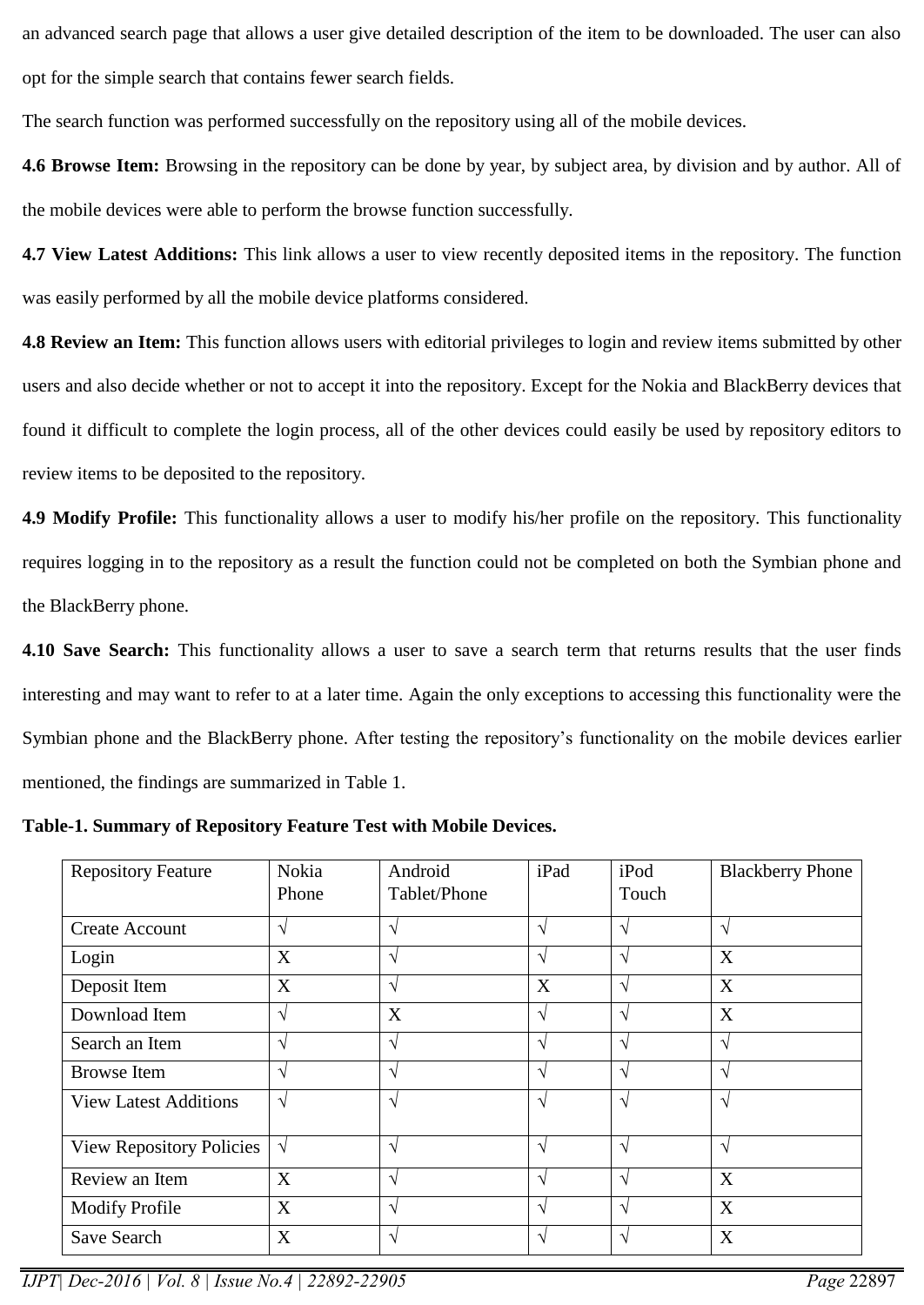an advanced search page that allows a user give detailed description of the item to be downloaded. The user can also opt for the simple search that contains fewer search fields.

The search function was performed successfully on the repository using all of the mobile devices.

**4.6 Browse Item:** Browsing in the repository can be done by year, by subject area, by division and by author. All of the mobile devices were able to perform the browse function successfully.

**4.7 View Latest Additions:** This link allows a user to view recently deposited items in the repository. The function was easily performed by all the mobile device platforms considered.

**4.8 Review an Item:** This function allows users with editorial privileges to login and review items submitted by other users and also decide whether or not to accept it into the repository. Except for the Nokia and BlackBerry devices that found it difficult to complete the login process, all of the other devices could easily be used by repository editors to review items to be deposited to the repository.

**4.9 Modify Profile:** This functionality allows a user to modify his/her profile on the repository. This functionality requires logging in to the repository as a result the function could not be completed on both the Symbian phone and the BlackBerry phone.

**4.10 Save Search:** This functionality allows a user to save a search term that returns results that the user finds interesting and may want to refer to at a later time. Again the only exceptions to accessing this functionality were the Symbian phone and the BlackBerry phone. After testing the repository's functionality on the mobile devices earlier mentioned, the findings are summarized in Table 1.

**Table-1. Summary of Repository Feature Test with Mobile Devices.**

| Repository Feature | Nokia Phone | Android Tablet/Phone | iPad | iPod Touch | Blackberry Phone |
|---|---|---|---|---|---|
| Create Account | √ | √ | √ | √ | √ |
| Login | X | √ | √ | √ | X |
| Deposit Item | X | √ | X | √ | X |
| Download Item | √ | X | √ | √ | X |
| Search an Item | √ | √ | √ | √ | √ |
| Browse Item | √ | √ | √ | √ | √ |
| View Latest Additions | √ | √ | √ | √ | √ |
| View Repository Policies | √ | √ | √ | √ | √ |
| Review an Item | X | √ | √ | √ | X |
| Modify Profile | X | √ | √ | √ | X |
| Save Search | X | √ | √ | √ | X |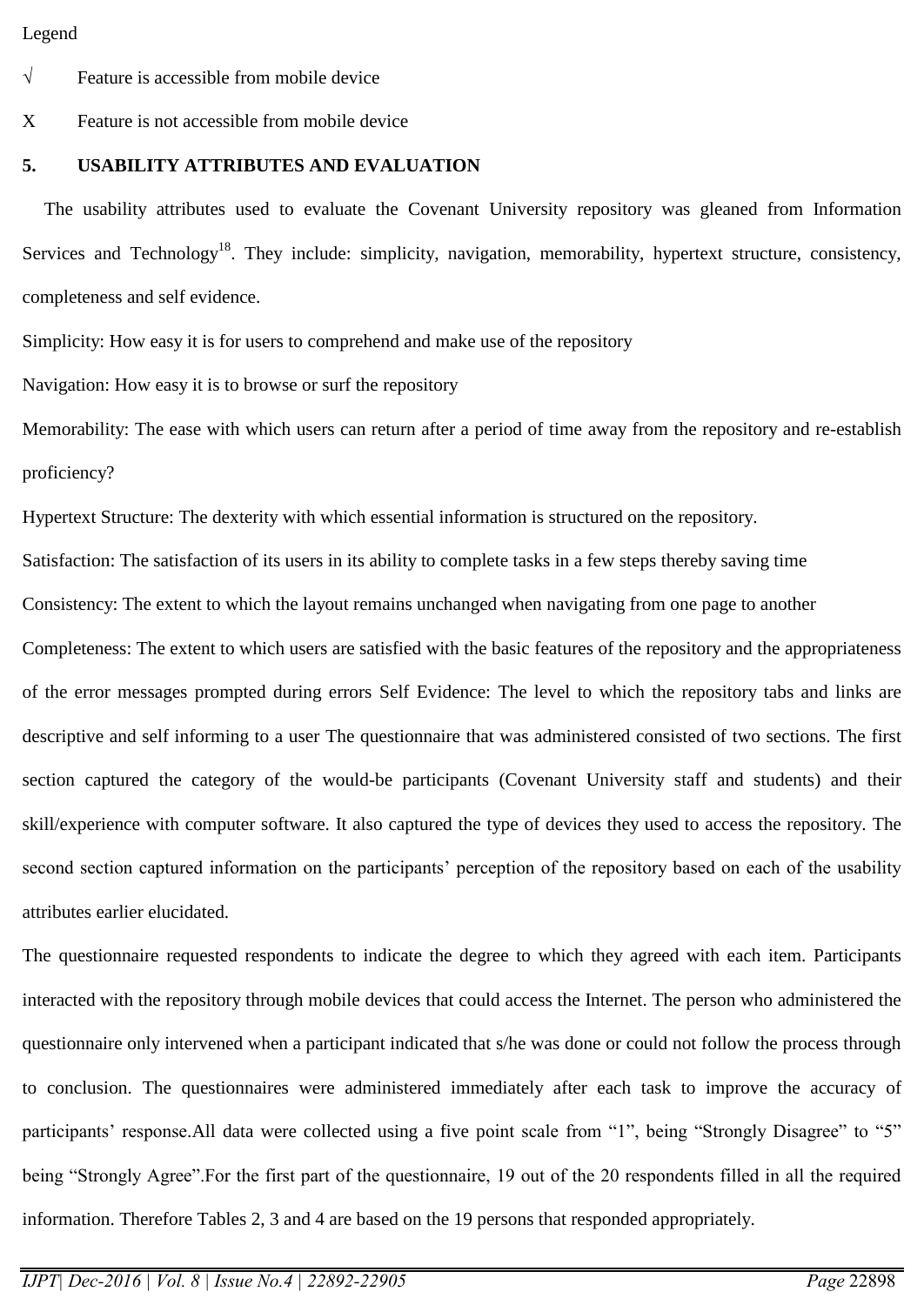Legend

√ Feature is accessible from mobile device

X Feature is not accessible from mobile device

## 5. USABILITY ATTRIBUTES AND EVALUATION

The usability attributes used to evaluate the Covenant University repository was gleaned from Information Services and Technology[18]. They include: simplicity, navigation, memorability, hypertext structure, consistency, completeness and self evidence.

Simplicity: How easy it is for users to comprehend and make use of the repository

Navigation: How easy it is to browse or surf the repository

Memorability: The ease with which users can return after a period of time away from the repository and re-establish proficiency?

Hypertext Structure: The dexterity with which essential information is structured on the repository.

Satisfaction: The satisfaction of its users in its ability to complete tasks in a few steps thereby saving time

Consistency: The extent to which the layout remains unchanged when navigating from one page to another

Completeness: The extent to which users are satisfied with the basic features of the repository and the appropriateness of the error messages prompted during errors Self Evidence: The level to which the repository tabs and links are descriptive and self informing to a user The questionnaire that was administered consisted of two sections. The first section captured the category of the would-be participants (Covenant University staff and students) and their skill/experience with computer software. It also captured the type of devices they used to access the repository. The second section captured information on the participants' perception of the repository based on each of the usability attributes earlier elucidated.

The questionnaire requested respondents to indicate the degree to which they agreed with each item. Participants interacted with the repository through mobile devices that could access the Internet. The person who administered the questionnaire only intervened when a participant indicated that s/he was done or could not follow the process through to conclusion. The questionnaires were administered immediately after each task to improve the accuracy of participants' response.All data were collected using a five point scale from "1", being "Strongly Disagree" to "5" being "Strongly Agree".For the first part of the questionnaire, 19 out of the 20 respondents filled in all the required information. Therefore Tables 2, 3 and 4 are based on the 19 persons that responded appropriately.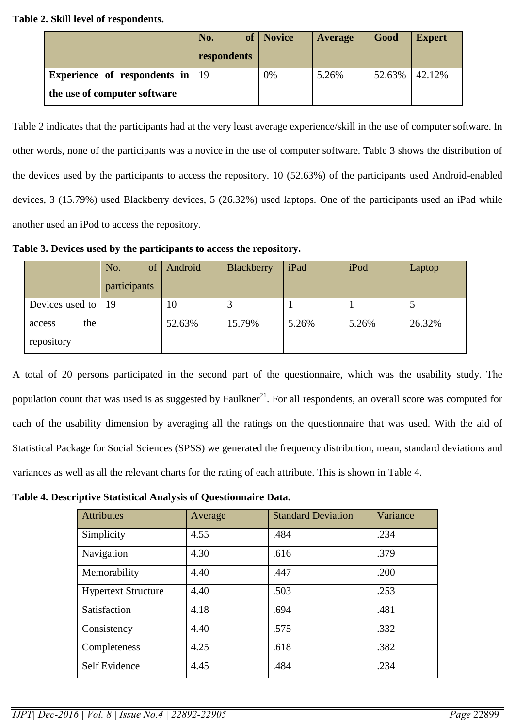**Table 2. Skill level of respondents.**

| | No. of respondents | Novice | Average | Good | Expert |
|---|---|---|---|---|---|
| **Experience of respondents in the use of computer software** | 19 | 0% | 5.26% | 52.63% | 42.12% |

Table 2 indicates that the participants had at the very least average experience/skill in the use of computer software. In other words, none of the participants was a novice in the use of computer software. Table 3 shows the distribution of the devices used by the participants to access the repository. 10 (52.63%) of the participants used Android-enabled devices, 3 (15.79%) used Blackberry devices, 5 (26.32%) used laptops. One of the participants used an iPad while another used an iPod to access the repository.

**Table 3. Devices used by the participants to access the repository.**

| | No. of participants | Android | Blackberry | iPad | iPod | Laptop |
|---|---|---|---|---|---|---|
| Devices used to access the repository | 19 | 10 | 3 | 1 | 1 | 5 |
| | | 52.63% | 15.79% | 5.26% | 5.26% | 26.32% |

A total of 20 persons participated in the second part of the questionnaire, which was the usability study. The population count that was used is as suggested by Faulkner[21]. For all respondents, an overall score was computed for each of the usability dimension by averaging all the ratings on the questionnaire that was used. With the aid of Statistical Package for Social Sciences (SPSS) we generated the frequency distribution, mean, standard deviations and variances as well as all the relevant charts for the rating of each attribute. This is shown in Table 4.

**Table 4. Descriptive Statistical Analysis of Questionnaire Data.**

| Attributes | Average | Standard Deviation | Variance |
|---|---|---|---|
| Simplicity | 4.55 | .484 | .234 |
| Navigation | 4.30 | .616 | .379 |
| Memorability | 4.40 | .447 | .200 |
| Hypertext Structure | 4.40 | .503 | .253 |
| Satisfaction | 4.18 | .694 | .481 |
| Consistency | 4.40 | .575 | .332 |
| Completeness | 4.25 | .618 | .382 |
| Self Evidence | 4.45 | .484 | .234 |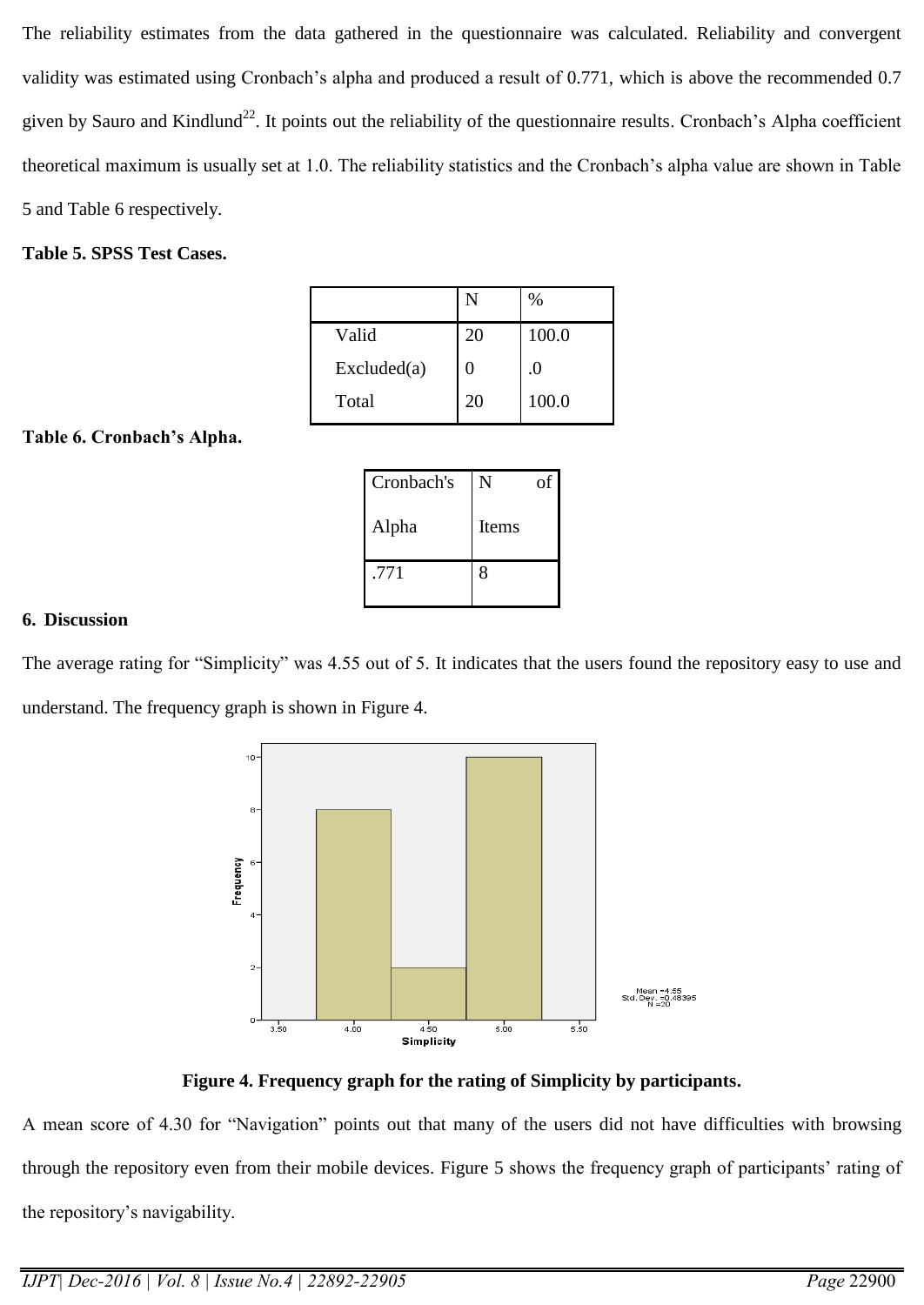The reliability estimates from the data gathered in the questionnaire was calculated. Reliability and convergent validity was estimated using Cronbach's alpha and produced a result of 0.771, which is above the recommended 0.7 given by Sauro and Kindlund[22]. It points out the reliability of the questionnaire results. Cronbach's Alpha coefficient theoretical maximum is usually set at 1.0. The reliability statistics and the Cronbach's alpha value are shown in Table 5 and Table 6 respectively.

**Table 5. SPSS Test Cases.**

| | N | % |
|---|---|---|
| Valid | 20 | 100.0 |
| Excluded(a) | 0 | .0 |
| Total | 20 | 100.0 |

**Table 6. Cronbach's Alpha.**

| Cronbach's Alpha | N of Items |
|---|---|
| .771 | 8 |

## 6. Discussion

The average rating for "Simplicity" was 4.55 out of 5. It indicates that the users found the repository easy to use and understand. The frequency graph is shown in Figure 4.

**Figure 4. Frequency graph for the rating of Simplicity by participants.**

A mean score of 4.30 for "Navigation" points out that many of the users did not have difficulties with browsing through the repository even from their mobile devices. Figure 5 shows the frequency graph of participants' rating of the repository's navigability.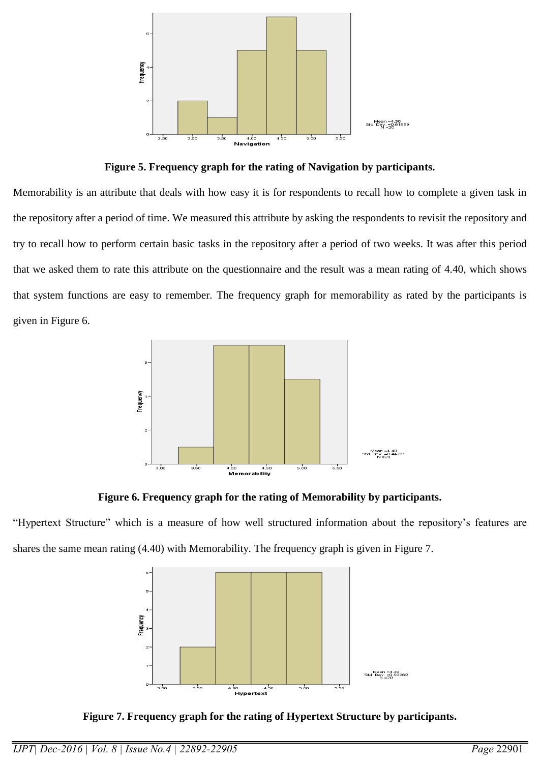**Figure 5. Frequency graph for the rating of Navigation by participants.**

Memorability is an attribute that deals with how easy it is for respondents to recall how to complete a given task in the repository after a period of time. We measured this attribute by asking the respondents to revisit the repository and try to recall how to perform certain basic tasks in the repository after a period of two weeks. It was after this period that we asked them to rate this attribute on the questionnaire and the result was a mean rating of 4.40, which shows that system functions are easy to remember. The frequency graph for memorability as rated by the participants is given in Figure 6.

**Figure 6. Frequency graph for the rating of Memorability by participants.**

"Hypertext Structure" which is a measure of how well structured information about the repository's features are shares the same mean rating (4.40) with Memorability. The frequency graph is given in Figure 7.

**Figure 7. Frequency graph for the rating of Hypertext Structure by participants.**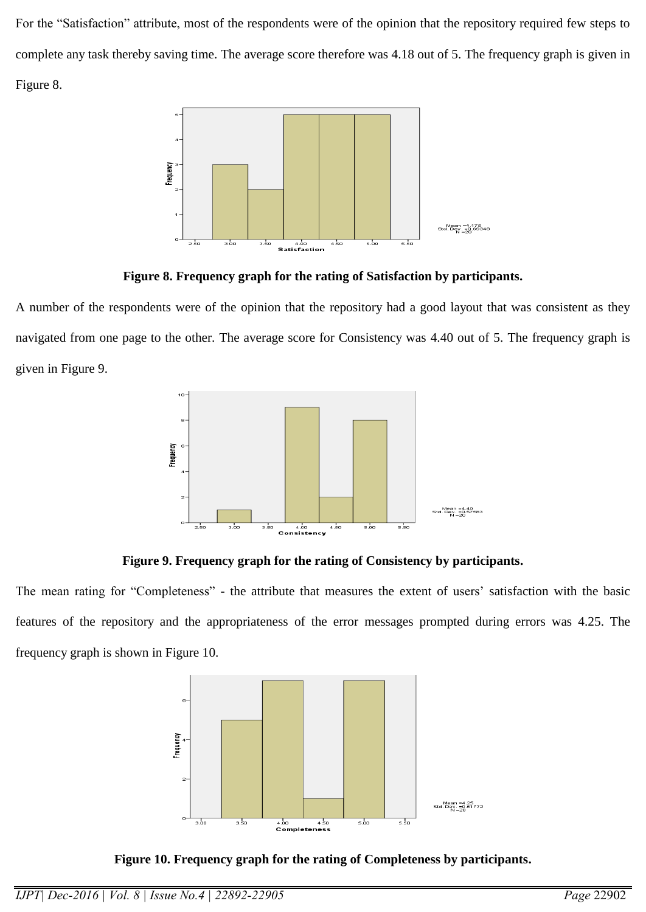For the “Satisfaction” attribute, most of the respondents were of the opinion that the repository required few steps to complete any task thereby saving time. The average score therefore was 4.18 out of 5. The frequency graph is given in Figure 8.

**Figure 8. Frequency graph for the rating of Satisfaction by participants.**

A number of the respondents were of the opinion that the repository had a good layout that was consistent as they navigated from one page to the other. The average score for Consistency was 4.40 out of 5. The frequency graph is given in Figure 9.

**Figure 9. Frequency graph for the rating of Consistency by participants.**

The mean rating for “Completeness” - the attribute that measures the extent of users’ satisfaction with the basic features of the repository and the appropriateness of the error messages prompted during errors was 4.25. The frequency graph is shown in Figure 10.

**Figure 10. Frequency graph for the rating of Completeness by participants.**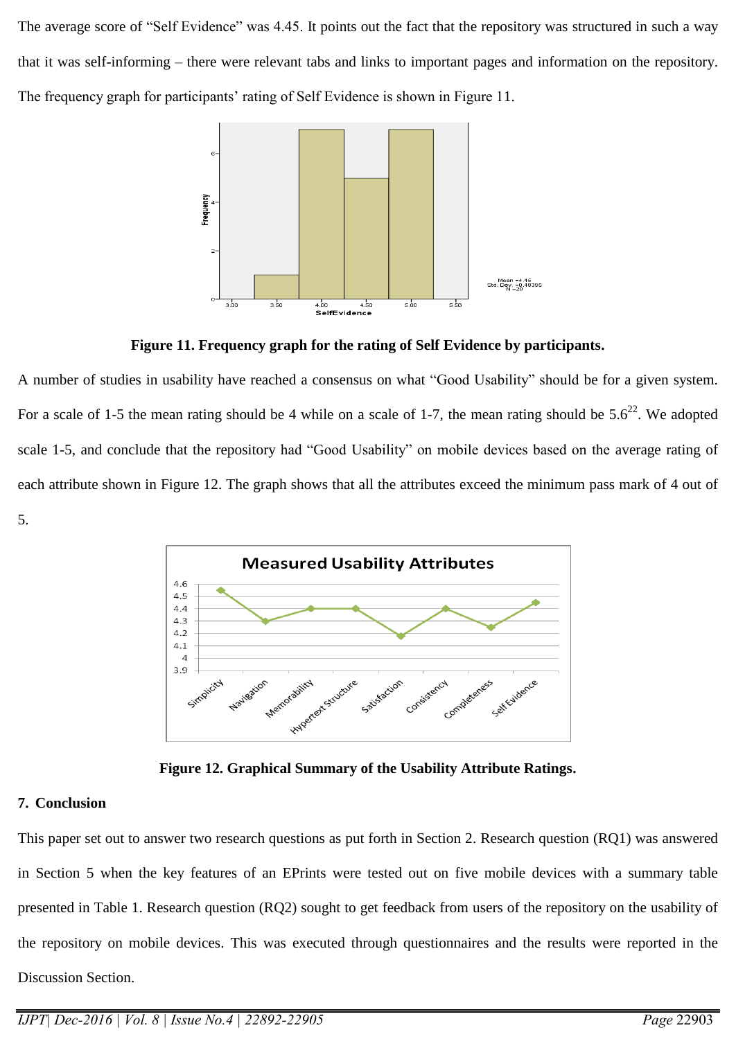The average score of "Self Evidence" was 4.45. It points out the fact that the repository was structured in such a way that it was self-informing – there were relevant tabs and links to important pages and information on the repository. The frequency graph for participants' rating of Self Evidence is shown in Figure 11.

**Figure 11. Frequency graph for the rating of Self Evidence by participants.**

A number of studies in usability have reached a consensus on what "Good Usability" should be for a given system. For a scale of 1-5 the mean rating should be 4 while on a scale of 1-7, the mean rating should be 5.6[22]. We adopted scale 1-5, and conclude that the repository had "Good Usability" on mobile devices based on the average rating of each attribute shown in Figure 12. The graph shows that all the attributes exceed the minimum pass mark of 4 out of 5.

**Figure 12. Graphical Summary of the Usability Attribute Ratings.**

## 7. Conclusion

This paper set out to answer two research questions as put forth in Section 2. Research question (RQ1) was answered in Section 5 when the key features of an EPrints were tested out on five mobile devices with a summary table presented in Table 1. Research question (RQ2) sought to get feedback from users of the repository on the usability of the repository on mobile devices. This was executed through questionnaires and the results were reported in the Discussion Section.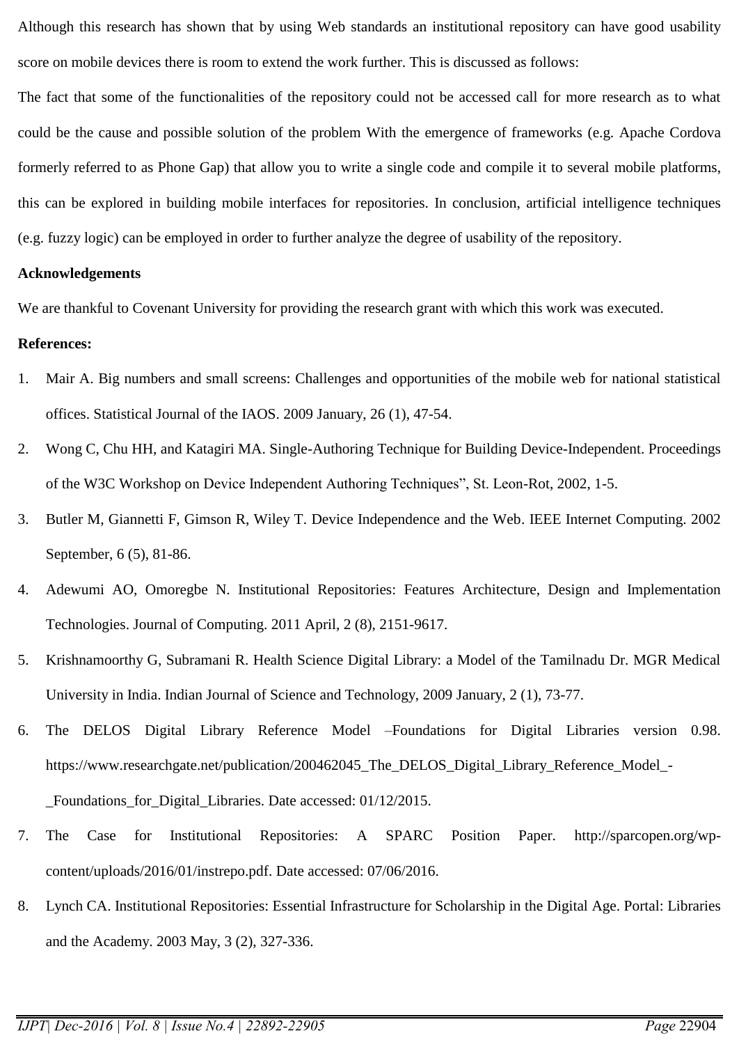Although this research has shown that by using Web standards an institutional repository can have good usability score on mobile devices there is room to extend the work further. This is discussed as follows:

The fact that some of the functionalities of the repository could not be accessed call for more research as to what could be the cause and possible solution of the problem With the emergence of frameworks (e.g. Apache Cordova formerly referred to as Phone Gap) that allow you to write a single code and compile it to several mobile platforms, this can be explored in building mobile interfaces for repositories. In conclusion, artificial intelligence techniques (e.g. fuzzy logic) can be employed in order to further analyze the degree of usability of the repository.

**Acknowledgements**

We are thankful to Covenant University for providing the research grant with which this work was executed.

**References:**

1. Mair A. Big numbers and small screens: Challenges and opportunities of the mobile web for national statistical offices. Statistical Journal of the IAOS. 2009 January, 26 (1), 47-54.
2. Wong C, Chu HH, and Katagiri MA. Single-Authoring Technique for Building Device-Independent. Proceedings of the W3C Workshop on Device Independent Authoring Techniques", St. Leon-Rot, 2002, 1-5.
3. Butler M, Giannetti F, Gimson R, Wiley T. Device Independence and the Web. IEEE Internet Computing. 2002 September, 6 (5), 81-86.
4. Adewumi AO, Omoregbe N. Institutional Repositories: Features Architecture, Design and Implementation Technologies. Journal of Computing. 2011 April, 2 (8), 2151-9617.
5. Krishnamoorthy G, Subramani R. Health Science Digital Library: a Model of the Tamilnadu Dr. MGR Medical University in India. Indian Journal of Science and Technology, 2009 January, 2 (1), 73-77.
6. The DELOS Digital Library Reference Model –Foundations for Digital Libraries version 0.98. https://www.researchgate.net/publication/200462045_The_DELOS_Digital_Library_Reference_Model_-_Foundations_for_Digital_Libraries. Date accessed: 01/12/2015.
7. The Case for Institutional Repositories: A SPARC Position Paper. http://sparcopen.org/wp-content/uploads/2016/01/instrepo.pdf. Date accessed: 07/06/2016.
8. Lynch CA. Institutional Repositories: Essential Infrastructure for Scholarship in the Digital Age. Portal: Libraries and the Academy. 2003 May, 3 (2), 327-336.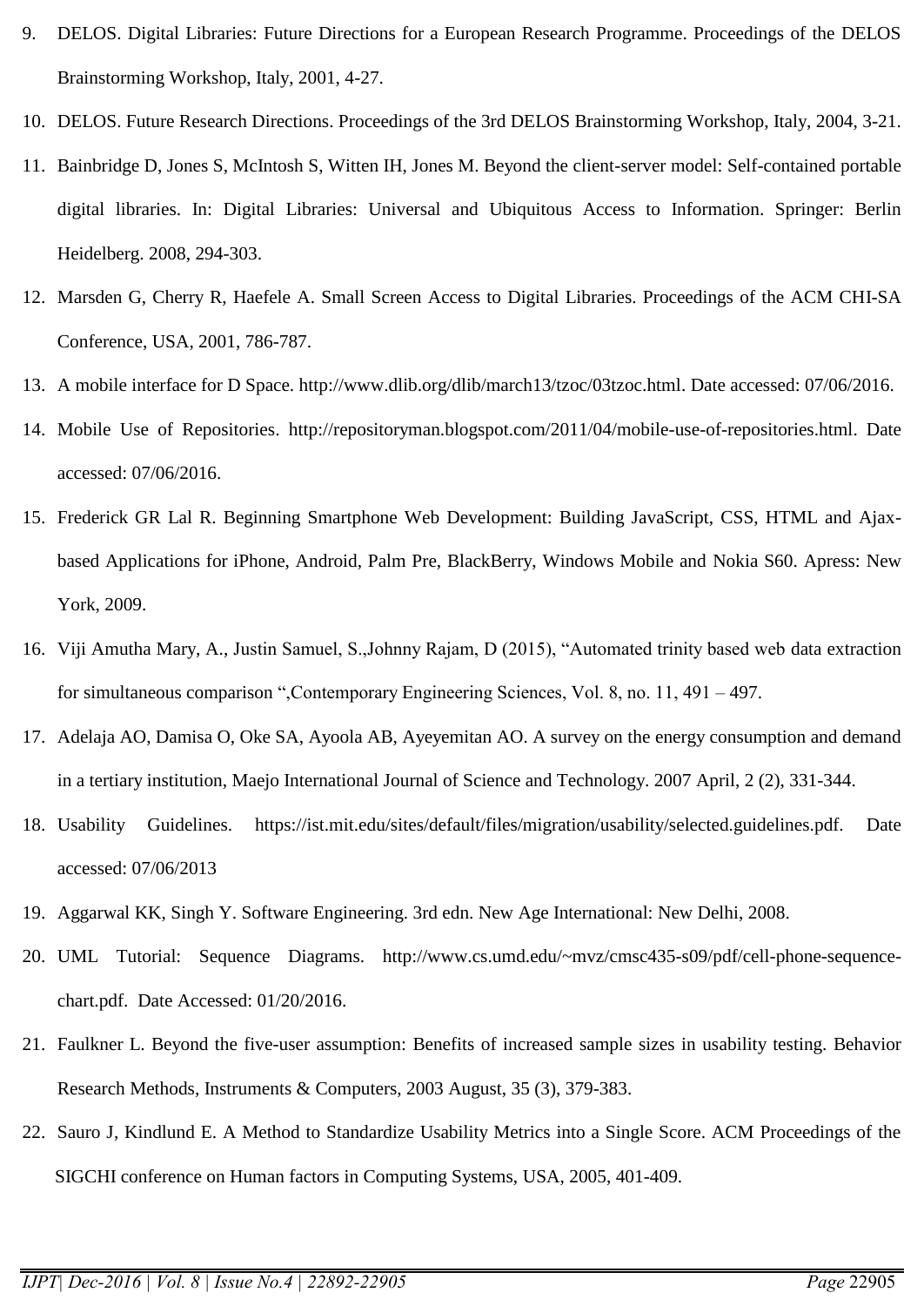9. DELOS. Digital Libraries: Future Directions for a European Research Programme. Proceedings of the DELOS Brainstorming Workshop, Italy, 2001, 4-27.
10. DELOS. Future Research Directions. Proceedings of the 3rd DELOS Brainstorming Workshop, Italy, 2004, 3-21.
11. Bainbridge D, Jones S, McIntosh S, Witten IH, Jones M. Beyond the client-server model: Self-contained portable digital libraries. In: Digital Libraries: Universal and Ubiquitous Access to Information. Springer: Berlin Heidelberg. 2008, 294-303.
12. Marsden G, Cherry R, Haefele A. Small Screen Access to Digital Libraries. Proceedings of the ACM CHI-SA Conference, USA, 2001, 786-787.
13. A mobile interface for D Space. http://www.dlib.org/dlib/march13/tzoc/03tzoc.html. Date accessed: 07/06/2016.
14. Mobile Use of Repositories. http://repositoryman.blogspot.com/2011/04/mobile-use-of-repositories.html. Date accessed: 07/06/2016.
15. Frederick GR Lal R. Beginning Smartphone Web Development: Building JavaScript, CSS, HTML and Ajax-based Applications for iPhone, Android, Palm Pre, BlackBerry, Windows Mobile and Nokia S60. Apress: New York, 2009.
16. Viji Amutha Mary, A., Justin Samuel, S.,Johnny Rajam, D (2015), "Automated trinity based web data extraction for simultaneous comparison ",Contemporary Engineering Sciences, Vol. 8, no. 11, 491 – 497.
17. Adelaja AO, Damisa O, Oke SA, Ayoola AB, Ayeyemitan AO. A survey on the energy consumption and demand in a tertiary institution, Maejo International Journal of Science and Technology. 2007 April, 2 (2), 331-344.
18. Usability Guidelines. https://ist.mit.edu/sites/default/files/migration/usability/selected.guidelines.pdf. Date accessed: 07/06/2013
19. Aggarwal KK, Singh Y. Software Engineering. 3rd edn. New Age International: New Delhi, 2008.
20. UML Tutorial: Sequence Diagrams. http://www.cs.umd.edu/~mvz/cmsc435-s09/pdf/cell-phone-sequence-chart.pdf. Date Accessed: 01/20/2016.
21. Faulkner L. Beyond the five-user assumption: Benefits of increased sample sizes in usability testing. Behavior Research Methods, Instruments & Computers, 2003 August, 35 (3), 379-383.
22. Sauro J, Kindlund E. A Method to Standardize Usability Metrics into a Single Score. ACM Proceedings of the SIGCHI conference on Human factors in Computing Systems, USA, 2005, 401-409.